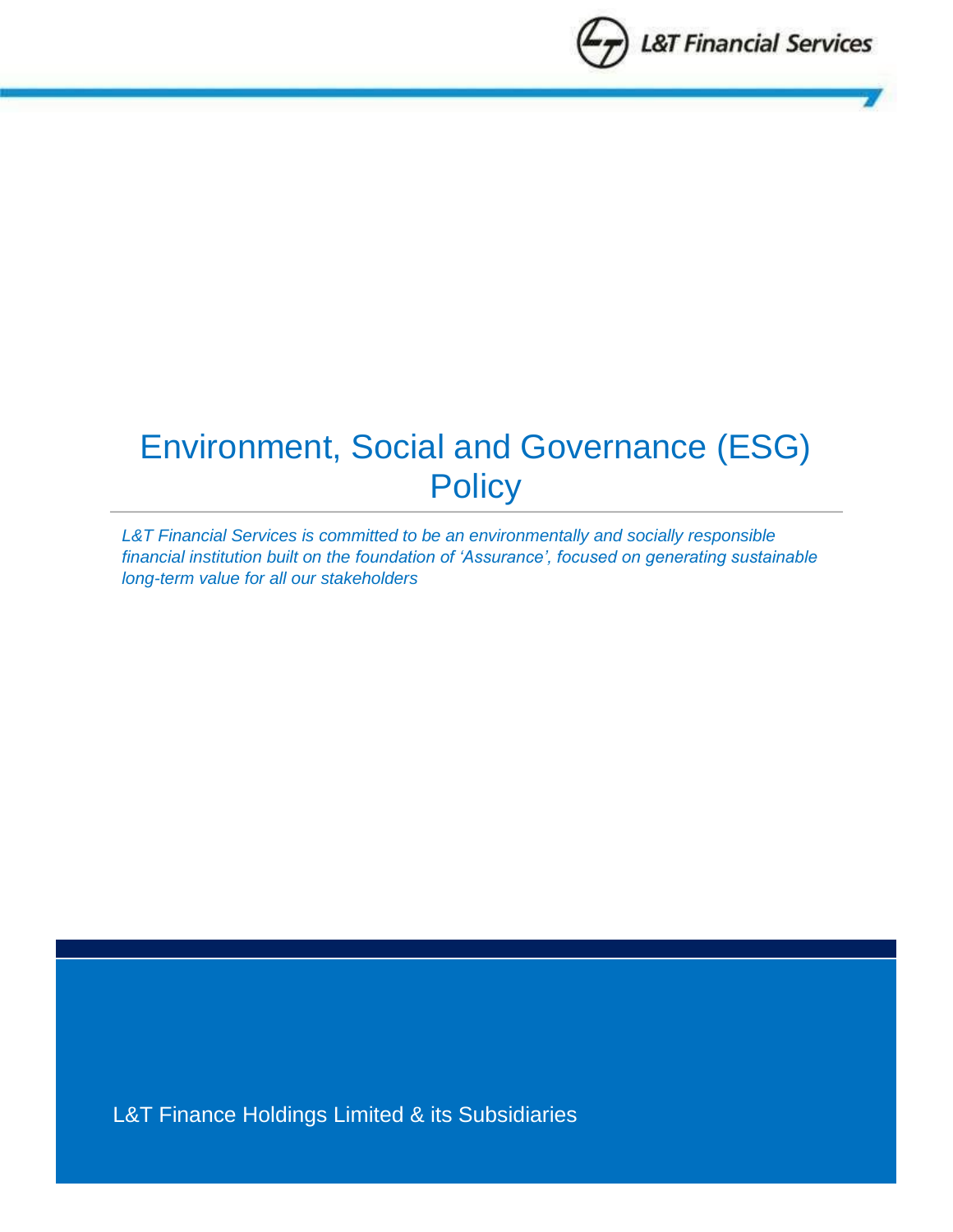# Environment, Social and Governance (ESG) Policy

*L&T Financial Services is committed to be an environmentally and socially responsible financial institution built on the foundation of 'Assurance', focused on generating sustainable long-term value for all our stakeholders*

L&T Finance Holdings Limited & its Subsidiaries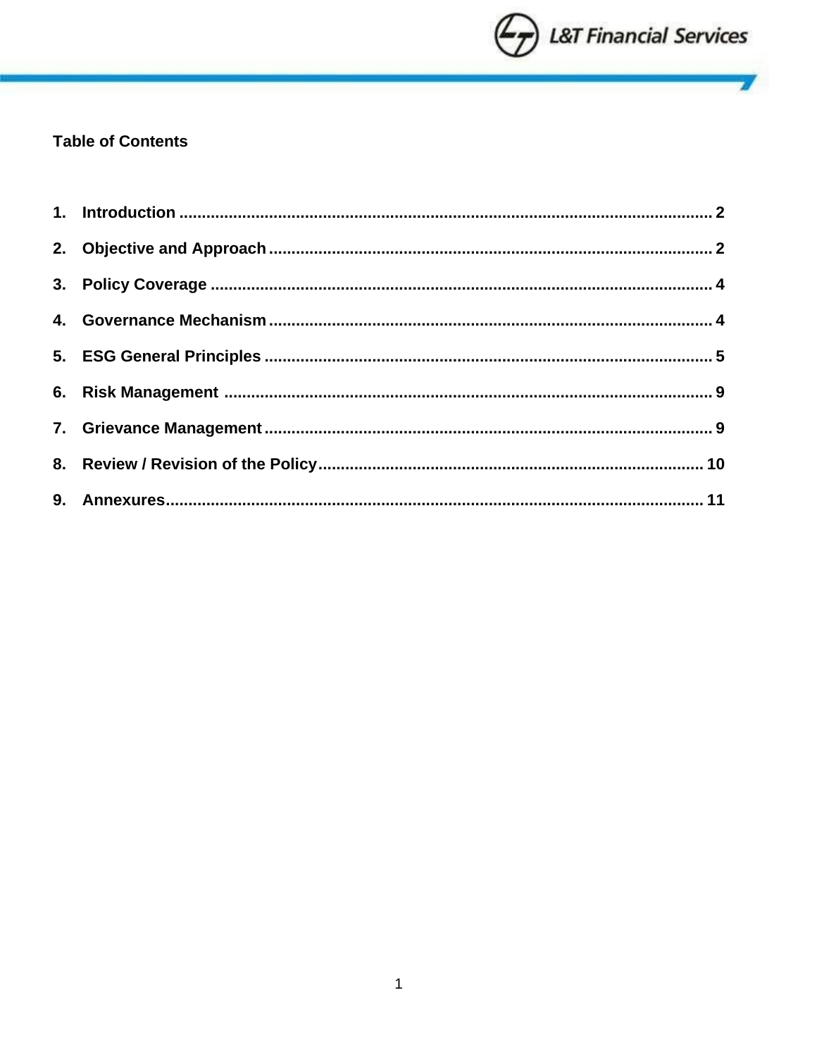**Table of Contents**

1. **Introduction** ..................................................................................................... 2
2. **Objective and Approach** .................................................................................. 2
3. **Policy Coverage** .............................................................................................. 4
4. **Governance Mechanism** .................................................................................. 4
5. **ESG General Principles** ................................................................................... 5
6. **Risk Management** ............................................................................................ 9
7. **Grievance Management** ................................................................................... 9
8. **Review / Revision of the Policy** ..................................................................... 10
9. **Annexures** ....................................................................................................... 11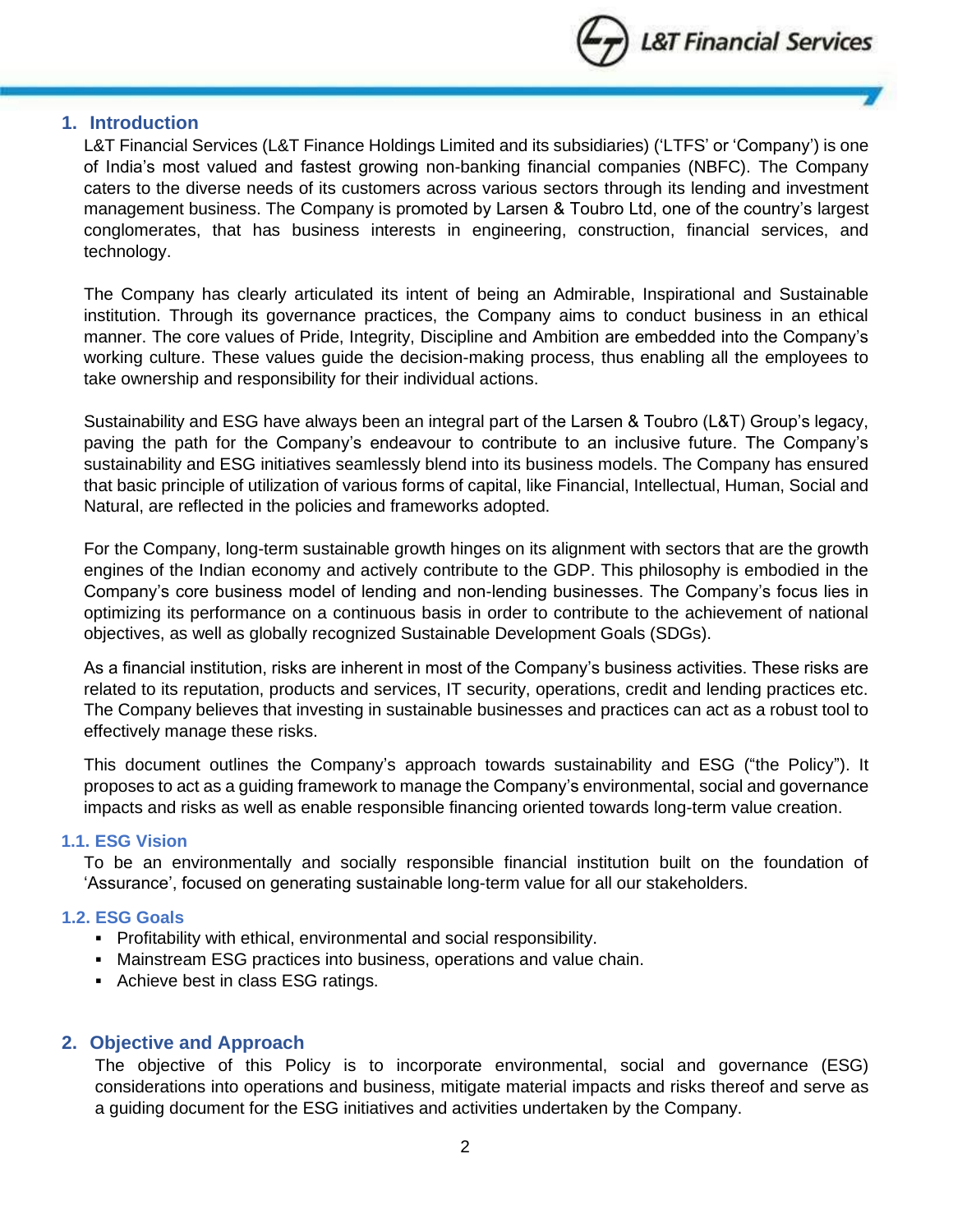## 1. Introduction

L&T Financial Services (L&T Finance Holdings Limited and its subsidiaries) ('LTFS' or 'Company') is one of India's most valued and fastest growing non-banking financial companies (NBFC). The Company caters to the diverse needs of its customers across various sectors through its lending and investment management business. The Company is promoted by Larsen & Toubro Ltd, one of the country's largest conglomerates, that has business interests in engineering, construction, financial services, and technology.

The Company has clearly articulated its intent of being an Admirable, Inspirational and Sustainable institution. Through its governance practices, the Company aims to conduct business in an ethical manner. The core values of Pride, Integrity, Discipline and Ambition are embedded into the Company's working culture. These values guide the decision-making process, thus enabling all the employees to take ownership and responsibility for their individual actions.

Sustainability and ESG have always been an integral part of the Larsen & Toubro (L&T) Group's legacy, paving the path for the Company's endeavour to contribute to an inclusive future. The Company's sustainability and ESG initiatives seamlessly blend into its business models. The Company has ensured that basic principle of utilization of various forms of capital, like Financial, Intellectual, Human, Social and Natural, are reflected in the policies and frameworks adopted.

For the Company, long-term sustainable growth hinges on its alignment with sectors that are the growth engines of the Indian economy and actively contribute to the GDP. This philosophy is embodied in the Company's core business model of lending and non-lending businesses. The Company's focus lies in optimizing its performance on a continuous basis in order to contribute to the achievement of national objectives, as well as globally recognized Sustainable Development Goals (SDGs).

As a financial institution, risks are inherent in most of the Company's business activities. These risks are related to its reputation, products and services, IT security, operations, credit and lending practices etc. The Company believes that investing in sustainable businesses and practices can act as a robust tool to effectively manage these risks.

This document outlines the Company's approach towards sustainability and ESG ("the Policy"). It proposes to act as a guiding framework to manage the Company's environmental, social and governance impacts and risks as well as enable responsible financing oriented towards long-term value creation.

### 1.1. ESG Vision

To be an environmentally and socially responsible financial institution built on the foundation of 'Assurance', focused on generating sustainable long-term value for all our stakeholders.

### 1.2. ESG Goals

- Profitability with ethical, environmental and social responsibility.
- Mainstream ESG practices into business, operations and value chain.
- Achieve best in class ESG ratings.

## 2. Objective and Approach

The objective of this Policy is to incorporate environmental, social and governance (ESG) considerations into operations and business, mitigate material impacts and risks thereof and serve as a guiding document for the ESG initiatives and activities undertaken by the Company.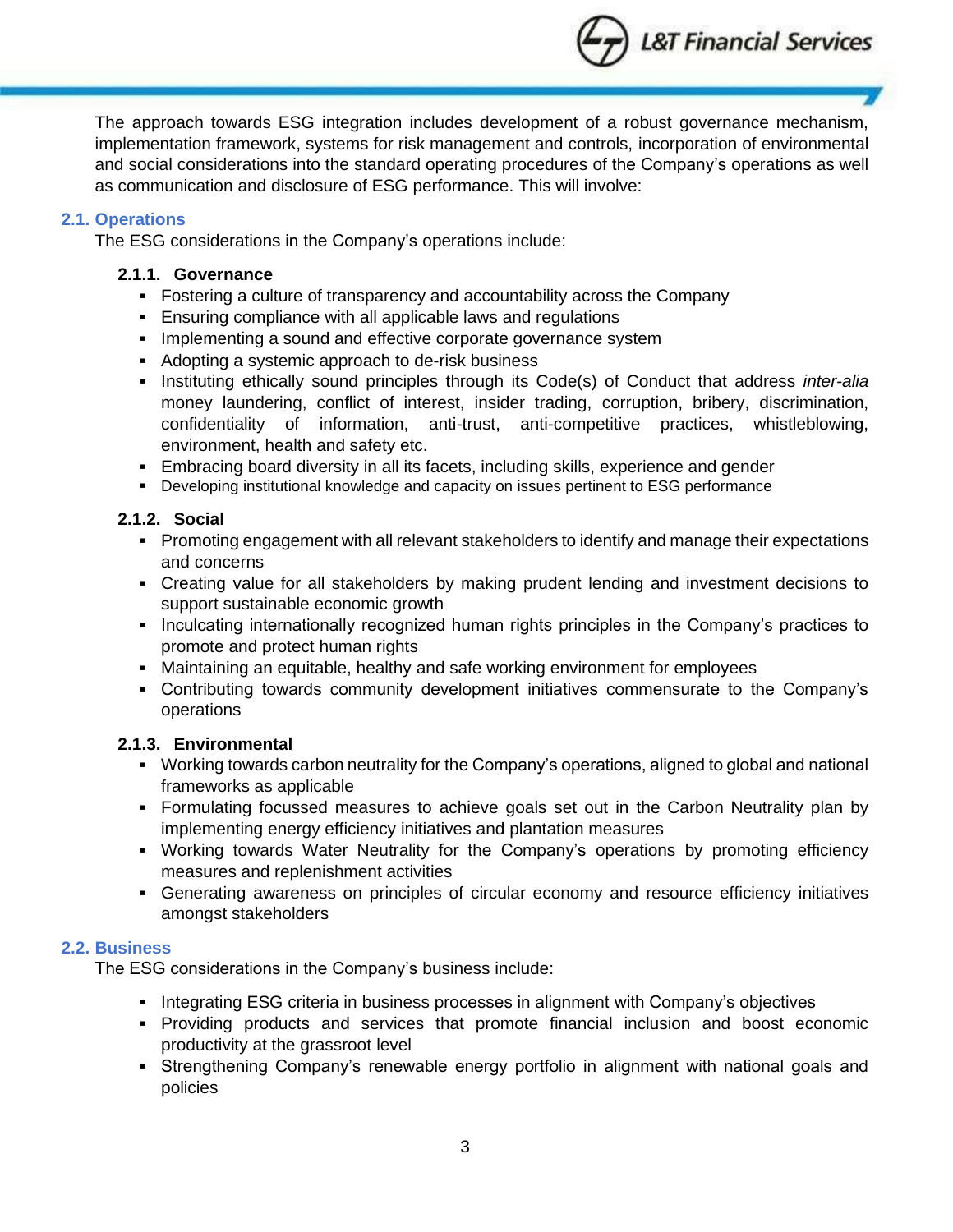The approach towards ESG integration includes development of a robust governance mechanism, implementation framework, systems for risk management and controls, incorporation of environmental and social considerations into the standard operating procedures of the Company's operations as well as communication and disclosure of ESG performance. This will involve:

## 2.1. Operations

The ESG considerations in the Company's operations include:

### 2.1.1. Governance

- Fostering a culture of transparency and accountability across the Company
- Ensuring compliance with all applicable laws and regulations
- Implementing a sound and effective corporate governance system
- Adopting a systemic approach to de-risk business
- Instituting ethically sound principles through its Code(s) of Conduct that address *inter-alia* money laundering, conflict of interest, insider trading, corruption, bribery, discrimination, confidentiality of information, anti-trust, anti-competitive practices, whistleblowing, environment, health and safety etc.
- Embracing board diversity in all its facets, including skills, experience and gender
- Developing institutional knowledge and capacity on issues pertinent to ESG performance

### 2.1.2. Social

- Promoting engagement with all relevant stakeholders to identify and manage their expectations and concerns
- Creating value for all stakeholders by making prudent lending and investment decisions to support sustainable economic growth
- Inculcating internationally recognized human rights principles in the Company's practices to promote and protect human rights
- Maintaining an equitable, healthy and safe working environment for employees
- Contributing towards community development initiatives commensurate to the Company's operations

### 2.1.3. Environmental

- Working towards carbon neutrality for the Company's operations, aligned to global and national frameworks as applicable
- Formulating focussed measures to achieve goals set out in the Carbon Neutrality plan by implementing energy efficiency initiatives and plantation measures
- Working towards Water Neutrality for the Company's operations by promoting efficiency measures and replenishment activities
- Generating awareness on principles of circular economy and resource efficiency initiatives amongst stakeholders

## 2.2. Business

The ESG considerations in the Company's business include:

- Integrating ESG criteria in business processes in alignment with Company's objectives
- Providing products and services that promote financial inclusion and boost economic productivity at the grassroot level
- Strengthening Company's renewable energy portfolio in alignment with national goals and policies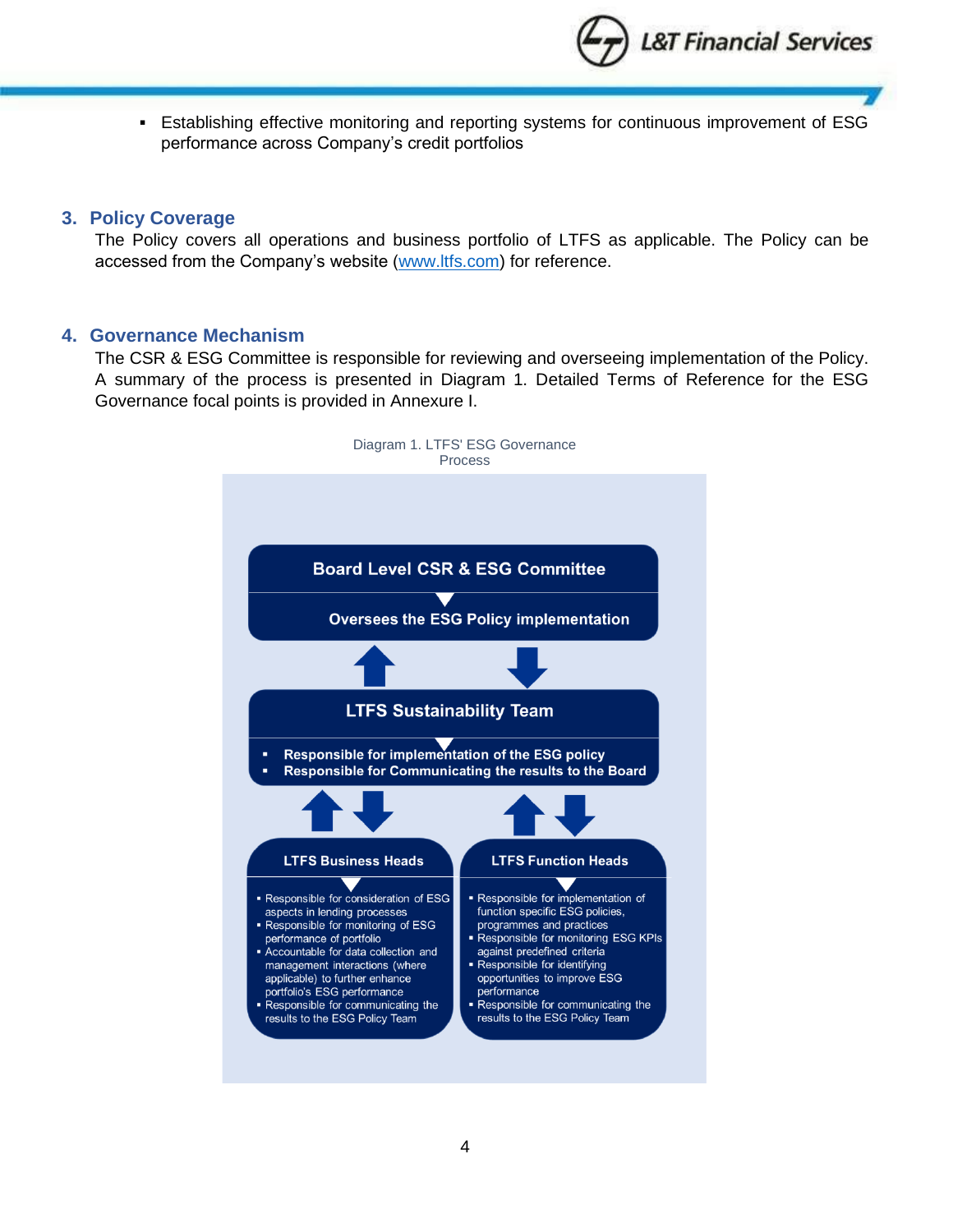- Establishing effective monitoring and reporting systems for continuous improvement of ESG performance across Company's credit portfolios

## 3. Policy Coverage

The Policy covers all operations and business portfolio of LTFS as applicable. The Policy can be accessed from the Company's website (www.ltfs.com) for reference.

## 4. Governance Mechanism

The CSR & ESG Committee is responsible for reviewing and overseeing implementation of the Policy. A summary of the process is presented in Diagram 1. Detailed Terms of Reference for the ESG Governance focal points is provided in Annexure I.

Diagram 1. LTFS' ESG Governance Process

**Board Level CSR & ESG Committee**

**Oversees the ESG Policy implementation**

**LTFS Sustainability Team**

- **Responsible for implementation of the ESG policy**
- **Responsible for Communicating the results to the Board**

**LTFS Business Heads**

- Responsible for consideration of ESG aspects in lending processes
- Responsible for monitoring of ESG performance of portfolio
- Accountable for data collection and management interactions (where applicable) to further enhance portfolio's ESG performance
- Responsible for communicating the results to the ESG Policy Team

**LTFS Function Heads**

- Responsible for implementation of function specific ESG policies, programmes and practices
- Responsible for monitoring ESG KPIs against predefined criteria
- Responsible for identifying opportunities to improve ESG performance
- Responsible for communicating the results to the ESG Policy Team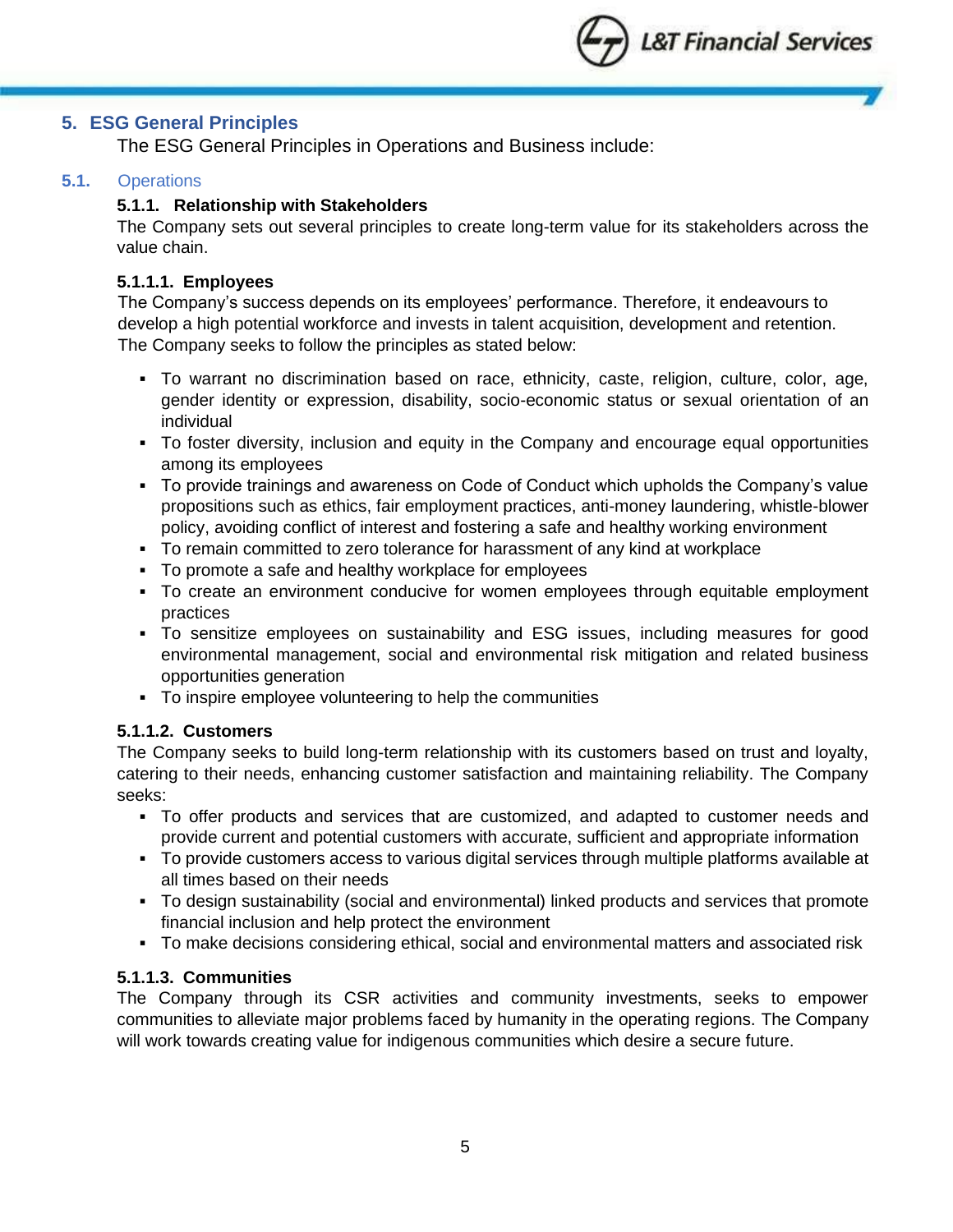## 5. ESG General Principles

The ESG General Principles in Operations and Business include:

### 5.1. Operations

#### 5.1.1. Relationship with Stakeholders

The Company sets out several principles to create long-term value for its stakeholders across the value chain.

##### 5.1.1.1. Employees

The Company's success depends on its employees' performance. Therefore, it endeavours to develop a high potential workforce and invests in talent acquisition, development and retention. The Company seeks to follow the principles as stated below:

- To warrant no discrimination based on race, ethnicity, caste, religion, culture, color, age, gender identity or expression, disability, socio-economic status or sexual orientation of an individual
- To foster diversity, inclusion and equity in the Company and encourage equal opportunities among its employees
- To provide trainings and awareness on Code of Conduct which upholds the Company's value propositions such as ethics, fair employment practices, anti-money laundering, whistle-blower policy, avoiding conflict of interest and fostering a safe and healthy working environment
- To remain committed to zero tolerance for harassment of any kind at workplace
- To promote a safe and healthy workplace for employees
- To create an environment conducive for women employees through equitable employment practices
- To sensitize employees on sustainability and ESG issues, including measures for good environmental management, social and environmental risk mitigation and related business opportunities generation
- To inspire employee volunteering to help the communities

##### 5.1.1.2. Customers

The Company seeks to build long-term relationship with its customers based on trust and loyalty, catering to their needs, enhancing customer satisfaction and maintaining reliability. The Company seeks:

- To offer products and services that are customized, and adapted to customer needs and provide current and potential customers with accurate, sufficient and appropriate information
- To provide customers access to various digital services through multiple platforms available at all times based on their needs
- To design sustainability (social and environmental) linked products and services that promote financial inclusion and help protect the environment
- To make decisions considering ethical, social and environmental matters and associated risk

##### 5.1.1.3. Communities

The Company through its CSR activities and community investments, seeks to empower communities to alleviate major problems faced by humanity in the operating regions. The Company will work towards creating value for indigenous communities which desire a secure future.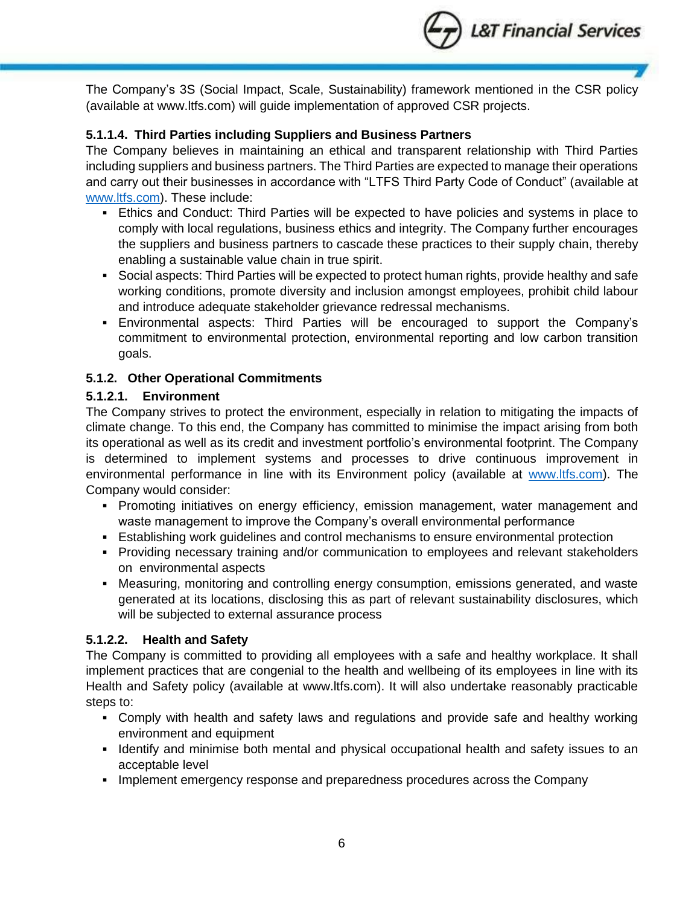The Company's 3S (Social Impact, Scale, Sustainability) framework mentioned in the CSR policy (available at www.ltfs.com) will guide implementation of approved CSR projects.

#### 5.1.1.4. Third Parties including Suppliers and Business Partners

The Company believes in maintaining an ethical and transparent relationship with Third Parties including suppliers and business partners. The Third Parties are expected to manage their operations and carry out their businesses in accordance with "LTFS Third Party Code of Conduct" (available at www.ltfs.com). These include:

- Ethics and Conduct: Third Parties will be expected to have policies and systems in place to comply with local regulations, business ethics and integrity. The Company further encourages the suppliers and business partners to cascade these practices to their supply chain, thereby enabling a sustainable value chain in true spirit.
- Social aspects: Third Parties will be expected to protect human rights, provide healthy and safe working conditions, promote diversity and inclusion amongst employees, prohibit child labour and introduce adequate stakeholder grievance redressal mechanisms.
- Environmental aspects: Third Parties will be encouraged to support the Company's commitment to environmental protection, environmental reporting and low carbon transition goals.

### 5.1.2. Other Operational Commitments

#### 5.1.2.1. Environment

The Company strives to protect the environment, especially in relation to mitigating the impacts of climate change. To this end, the Company has committed to minimise the impact arising from both its operational as well as its credit and investment portfolio's environmental footprint. The Company is determined to implement systems and processes to drive continuous improvement in environmental performance in line with its Environment policy (available at www.ltfs.com). The Company would consider:

- Promoting initiatives on energy efficiency, emission management, water management and waste management to improve the Company's overall environmental performance
- Establishing work guidelines and control mechanisms to ensure environmental protection
- Providing necessary training and/or communication to employees and relevant stakeholders on environmental aspects
- Measuring, monitoring and controlling energy consumption, emissions generated, and waste generated at its locations, disclosing this as part of relevant sustainability disclosures, which will be subjected to external assurance process

#### 5.1.2.2. Health and Safety

The Company is committed to providing all employees with a safe and healthy workplace. It shall implement practices that are congenial to the health and wellbeing of its employees in line with its Health and Safety policy (available at www.ltfs.com). It will also undertake reasonably practicable steps to:

- Comply with health and safety laws and regulations and provide safe and healthy working environment and equipment
- Identify and minimise both mental and physical occupational health and safety issues to an acceptable level
- Implement emergency response and preparedness procedures across the Company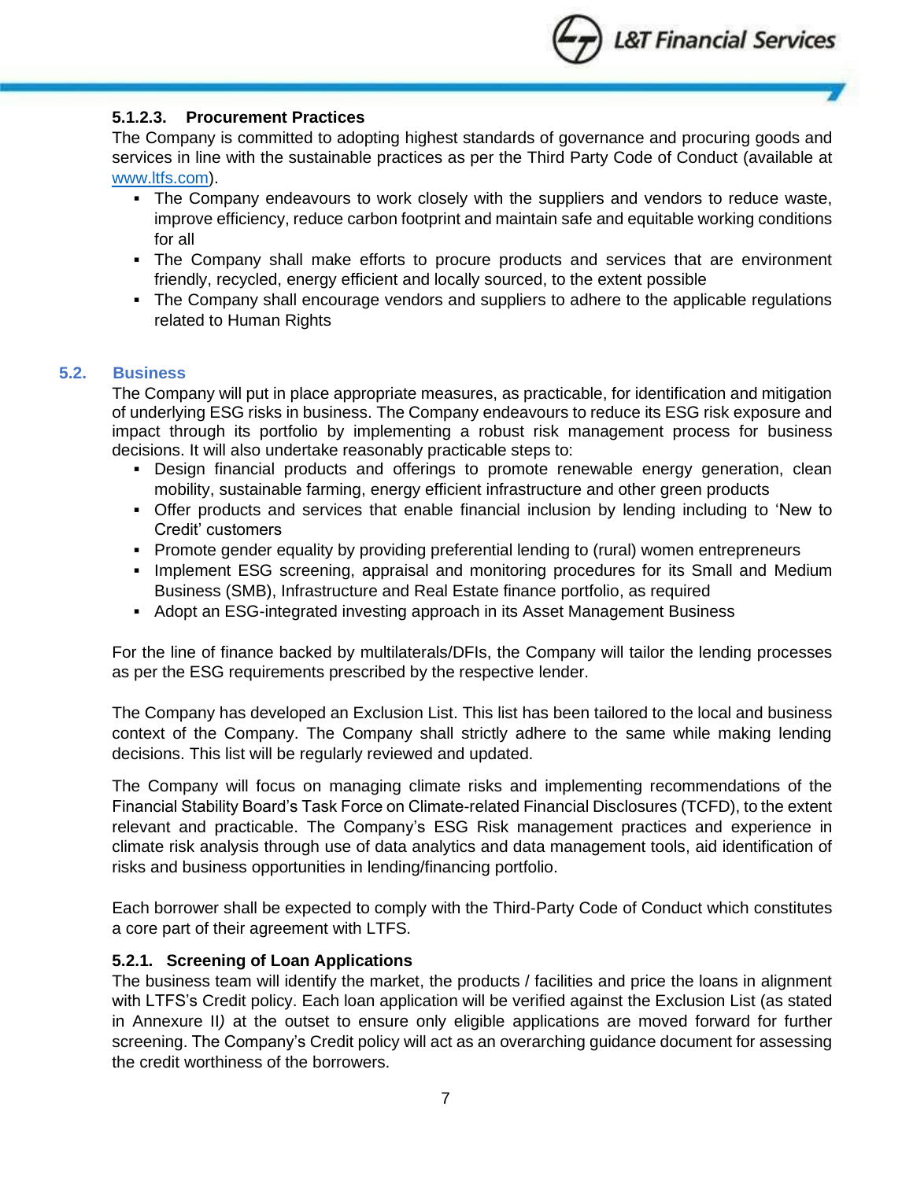#### 5.1.2.3. Procurement Practices

The Company is committed to adopting highest standards of governance and procuring goods and services in line with the sustainable practices as per the Third Party Code of Conduct (available at www.ltfs.com).

- The Company endeavours to work closely with the suppliers and vendors to reduce waste, improve efficiency, reduce carbon footprint and maintain safe and equitable working conditions for all
- The Company shall make efforts to procure products and services that are environment friendly, recycled, energy efficient and locally sourced, to the extent possible
- The Company shall encourage vendors and suppliers to adhere to the applicable regulations related to Human Rights

## 5.2. Business

The Company will put in place appropriate measures, as practicable, for identification and mitigation of underlying ESG risks in business. The Company endeavours to reduce its ESG risk exposure and impact through its portfolio by implementing a robust risk management process for business decisions. It will also undertake reasonably practicable steps to:

- Design financial products and offerings to promote renewable energy generation, clean mobility, sustainable farming, energy efficient infrastructure and other green products
- Offer products and services that enable financial inclusion by lending including to 'New to Credit' customers
- Promote gender equality by providing preferential lending to (rural) women entrepreneurs
- Implement ESG screening, appraisal and monitoring procedures for its Small and Medium Business (SMB), Infrastructure and Real Estate finance portfolio, as required
- Adopt an ESG-integrated investing approach in its Asset Management Business

For the line of finance backed by multilaterals/DFIs, the Company will tailor the lending processes as per the ESG requirements prescribed by the respective lender.

The Company has developed an Exclusion List. This list has been tailored to the local and business context of the Company. The Company shall strictly adhere to the same while making lending decisions. This list will be regularly reviewed and updated.

The Company will focus on managing climate risks and implementing recommendations of the Financial Stability Board's Task Force on Climate-related Financial Disclosures (TCFD), to the extent relevant and practicable. The Company's ESG Risk management practices and experience in climate risk analysis through use of data analytics and data management tools, aid identification of risks and business opportunities in lending/financing portfolio.

Each borrower shall be expected to comply with the Third-Party Code of Conduct which constitutes a core part of their agreement with LTFS.

### 5.2.1. Screening of Loan Applications

The business team will identify the market, the products / facilities and price the loans in alignment with LTFS's Credit policy. Each loan application will be verified against the Exclusion List (as stated in Annexure II) at the outset to ensure only eligible applications are moved forward for further screening. The Company's Credit policy will act as an overarching guidance document for assessing the credit worthiness of the borrowers.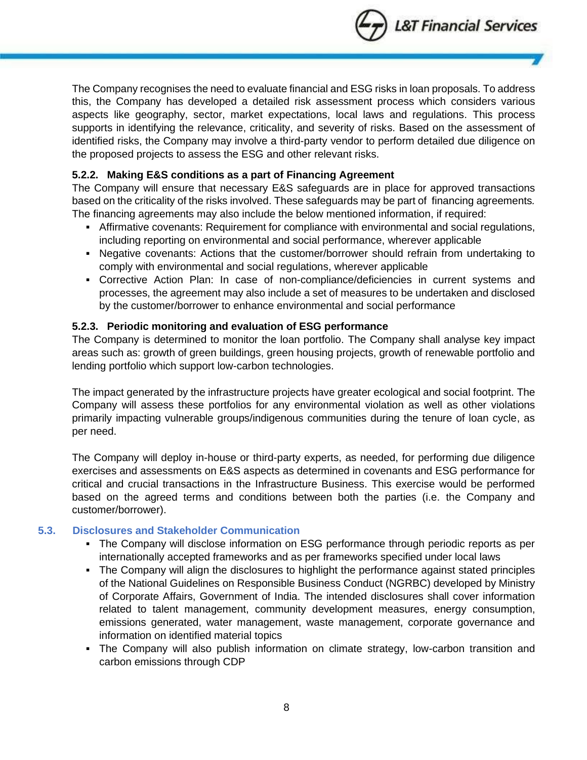The Company recognises the need to evaluate financial and ESG risks in loan proposals. To address this, the Company has developed a detailed risk assessment process which considers various aspects like geography, sector, market expectations, local laws and regulations. This process supports in identifying the relevance, criticality, and severity of risks. Based on the assessment of identified risks, the Company may involve a third-party vendor to perform detailed due diligence on the proposed projects to assess the ESG and other relevant risks.

#### 5.2.2. Making E&S conditions as a part of Financing Agreement

The Company will ensure that necessary E&S safeguards are in place for approved transactions based on the criticality of the risks involved. These safeguards may be part of financing agreements. The financing agreements may also include the below mentioned information, if required:

- Affirmative covenants: Requirement for compliance with environmental and social regulations, including reporting on environmental and social performance, wherever applicable
- Negative covenants: Actions that the customer/borrower should refrain from undertaking to comply with environmental and social regulations, wherever applicable
- Corrective Action Plan: In case of non-compliance/deficiencies in current systems and processes, the agreement may also include a set of measures to be undertaken and disclosed by the customer/borrower to enhance environmental and social performance

#### 5.2.3. Periodic monitoring and evaluation of ESG performance

The Company is determined to monitor the loan portfolio. The Company shall analyse key impact areas such as: growth of green buildings, green housing projects, growth of renewable portfolio and lending portfolio which support low-carbon technologies.

The impact generated by the infrastructure projects have greater ecological and social footprint. The Company will assess these portfolios for any environmental violation as well as other violations primarily impacting vulnerable groups/indigenous communities during the tenure of loan cycle, as per need.

The Company will deploy in-house or third-party experts, as needed, for performing due diligence exercises and assessments on E&S aspects as determined in covenants and ESG performance for critical and crucial transactions in the Infrastructure Business. This exercise would be performed based on the agreed terms and conditions between both the parties (i.e. the Company and customer/borrower).

### 5.3. Disclosures and Stakeholder Communication

- The Company will disclose information on ESG performance through periodic reports as per internationally accepted frameworks and as per frameworks specified under local laws
- The Company will align the disclosures to highlight the performance against stated principles of the National Guidelines on Responsible Business Conduct (NGRBC) developed by Ministry of Corporate Affairs, Government of India. The intended disclosures shall cover information related to talent management, community development measures, energy consumption, emissions generated, water management, waste management, corporate governance and information on identified material topics
- The Company will also publish information on climate strategy, low-carbon transition and carbon emissions through CDP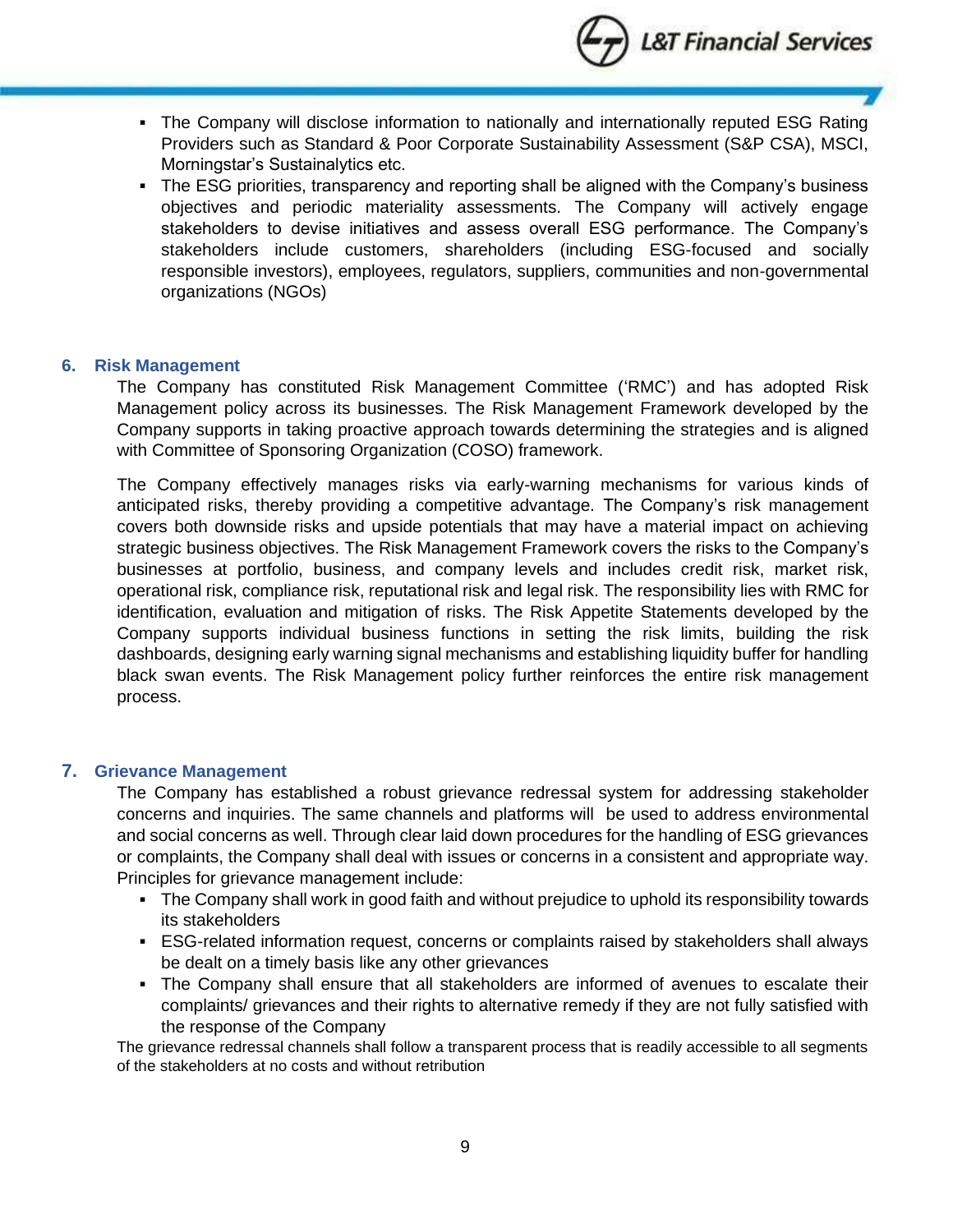- The Company will disclose information to nationally and internationally reputed ESG Rating Providers such as Standard & Poor Corporate Sustainability Assessment (S&P CSA), MSCI, Morningstar's Sustainalytics etc.
- The ESG priorities, transparency and reporting shall be aligned with the Company's business objectives and periodic materiality assessments. The Company will actively engage stakeholders to devise initiatives and assess overall ESG performance. The Company's stakeholders include customers, shareholders (including ESG-focused and socially responsible investors), employees, regulators, suppliers, communities and non-governmental organizations (NGOs)

## 6. Risk Management

The Company has constituted Risk Management Committee ('RMC') and has adopted Risk Management policy across its businesses. The Risk Management Framework developed by the Company supports in taking proactive approach towards determining the strategies and is aligned with Committee of Sponsoring Organization (COSO) framework.

The Company effectively manages risks via early-warning mechanisms for various kinds of anticipated risks, thereby providing a competitive advantage. The Company's risk management covers both downside risks and upside potentials that may have a material impact on achieving strategic business objectives. The Risk Management Framework covers the risks to the Company's businesses at portfolio, business, and company levels and includes credit risk, market risk, operational risk, compliance risk, reputational risk and legal risk. The responsibility lies with RMC for identification, evaluation and mitigation of risks. The Risk Appetite Statements developed by the Company supports individual business functions in setting the risk limits, building the risk dashboards, designing early warning signal mechanisms and establishing liquidity buffer for handling black swan events. The Risk Management policy further reinforces the entire risk management process.

## 7. Grievance Management

The Company has established a robust grievance redressal system for addressing stakeholder concerns and inquiries. The same channels and platforms will be used to address environmental and social concerns as well. Through clear laid down procedures for the handling of ESG grievances or complaints, the Company shall deal with issues or concerns in a consistent and appropriate way. Principles for grievance management include:

- The Company shall work in good faith and without prejudice to uphold its responsibility towards its stakeholders
- ESG-related information request, concerns or complaints raised by stakeholders shall always be dealt on a timely basis like any other grievances
- The Company shall ensure that all stakeholders are informed of avenues to escalate their complaints/ grievances and their rights to alternative remedy if they are not fully satisfied with the response of the Company

The grievance redressal channels shall follow a transparent process that is readily accessible to all segments of the stakeholders at no costs and without retribution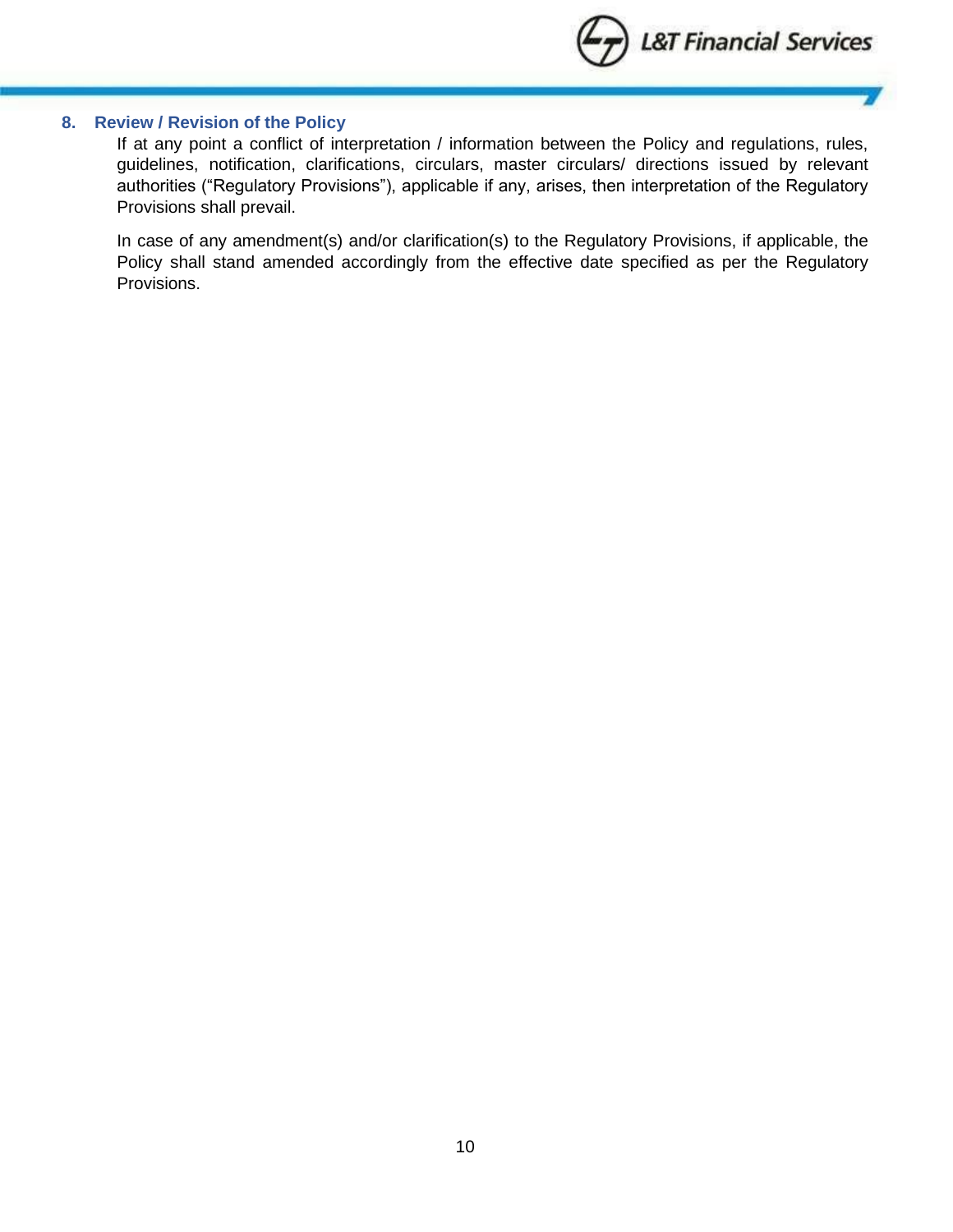## 8. Review / Revision of the Policy

If at any point a conflict of interpretation / information between the Policy and regulations, rules, guidelines, notification, clarifications, circulars, master circulars/ directions issued by relevant authorities ("Regulatory Provisions"), applicable if any, arises, then interpretation of the Regulatory Provisions shall prevail.

In case of any amendment(s) and/or clarification(s) to the Regulatory Provisions, if applicable, the Policy shall stand amended accordingly from the effective date specified as per the Regulatory Provisions.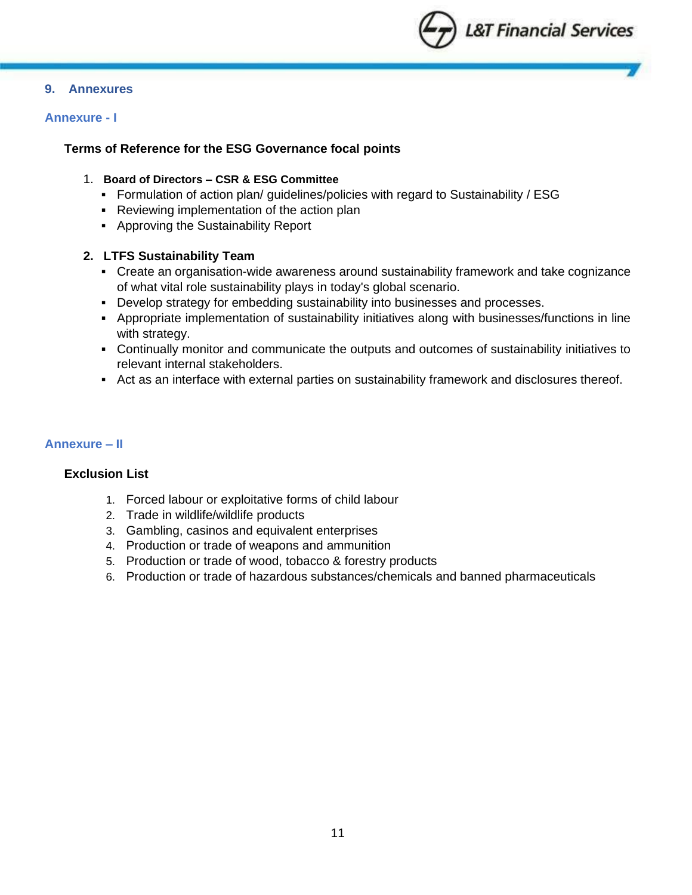## 9. Annexures

### Annexure - I

**Terms of Reference for the ESG Governance focal points**

1. **Board of Directors – CSR & ESG Committee**
   - Formulation of action plan/ guidelines/policies with regard to Sustainability / ESG
   - Reviewing implementation of the action plan
   - Approving the Sustainability Report

2. **LTFS Sustainability Team**
   - Create an organisation-wide awareness around sustainability framework and take cognizance of what vital role sustainability plays in today's global scenario.
   - Develop strategy for embedding sustainability into businesses and processes.
   - Appropriate implementation of sustainability initiatives along with businesses/functions in line with strategy.
   - Continually monitor and communicate the outputs and outcomes of sustainability initiatives to relevant internal stakeholders.
   - Act as an interface with external parties on sustainability framework and disclosures thereof.

### Annexure – II

**Exclusion List**

1. Forced labour or exploitative forms of child labour
2. Trade in wildlife/wildlife products
3. Gambling, casinos and equivalent enterprises
4. Production or trade of weapons and ammunition
5. Production or trade of wood, tobacco & forestry products
6. Production or trade of hazardous substances/chemicals and banned pharmaceuticals